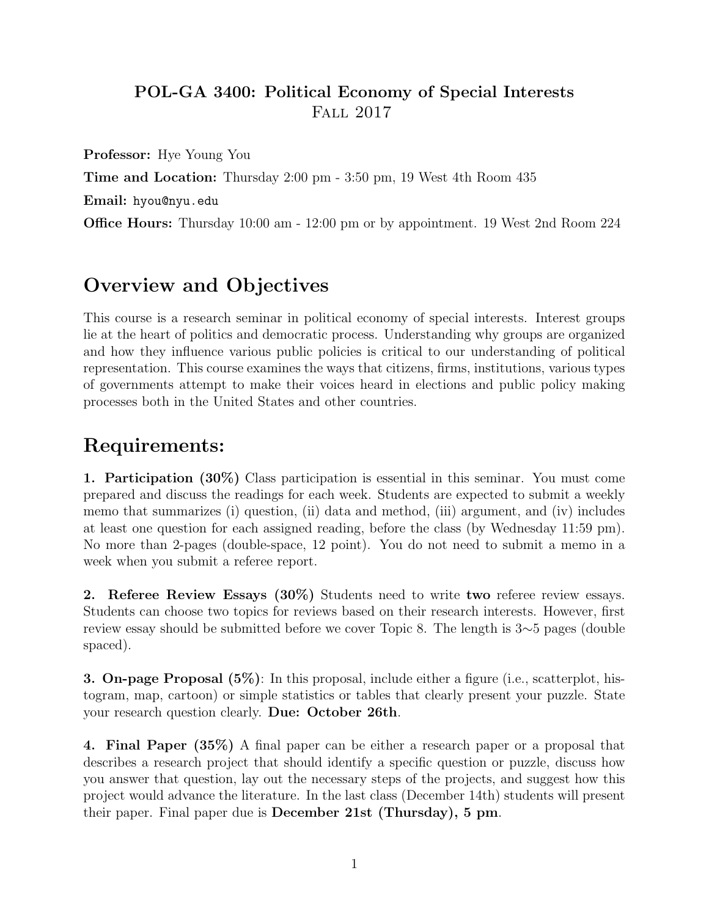**POL-GA 3400: Political Economy of Special Interests**
Fall 2017

**Professor:** Hye Young You

**Time and Location:** Thursday 2:00 pm - 3:50 pm, 19 West 4th Room 435

**Email:** hyou@nyu.edu

**Office Hours:** Thursday 10:00 am - 12:00 pm or by appointment. 19 West 2nd Room 224

# Overview and Objectives

This course is a research seminar in political economy of special interests. Interest groups lie at the heart of politics and democratic process. Understanding why groups are organized and how they influence various public policies is critical to our understanding of political representation. This course examines the ways that citizens, firms, institutions, various types of governments attempt to make their voices heard in elections and public policy making processes both in the United States and other countries.

# Requirements:

**1. Participation (30%)** Class participation is essential in this seminar. You must come prepared and discuss the readings for each week. Students are expected to submit a weekly memo that summarizes (i) question, (ii) data and method, (iii) argument, and (iv) includes at least one question for each assigned reading, before the class (by Wednesday 11:59 pm). No more than 2-pages (double-space, 12 point). You do not need to submit a memo in a week when you submit a referee report.

**2. Referee Review Essays (30%)** Students need to write **two** referee review essays. Students can choose two topics for reviews based on their research interests. However, first review essay should be submitted before we cover Topic 8. The length is 3∼5 pages (double spaced).

**3. On-page Proposal (5%)**: In this proposal, include either a figure (i.e., scatterplot, histogram, map, cartoon) or simple statistics or tables that clearly present your puzzle. State your research question clearly. **Due: October 26th**.

**4. Final Paper (35%)** A final paper can be either a research paper or a proposal that describes a research project that should identify a specific question or puzzle, discuss how you answer that question, lay out the necessary steps of the projects, and suggest how this project would advance the literature. In the last class (December 14th) students will present their paper. Final paper due is **December 21st (Thursday), 5 pm**.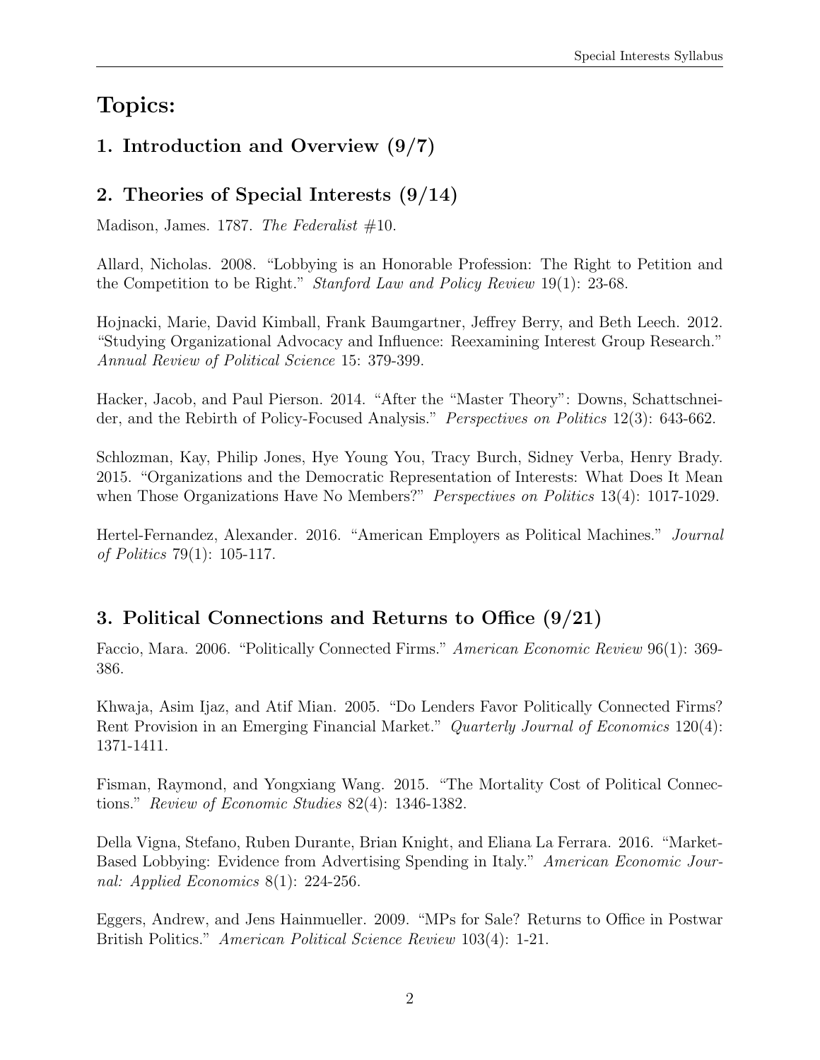# Topics:

## 1. Introduction and Overview (9/7)

## 2. Theories of Special Interests (9/14)

Madison, James. 1787. *The Federalist #10*.

Allard, Nicholas. 2008. "Lobbying is an Honorable Profession: The Right to Petition and the Competition to be Right." *Stanford Law and Policy Review* 19(1): 23-68.

Hojnacki, Marie, David Kimball, Frank Baumgartner, Jeffrey Berry, and Beth Leech. 2012. "Studying Organizational Advocacy and Influence: Reexamining Interest Group Research." *Annual Review of Political Science* 15: 379-399.

Hacker, Jacob, and Paul Pierson. 2014. "After the "Master Theory": Downs, Schattschneider, and the Rebirth of Policy-Focused Analysis." *Perspectives on Politics* 12(3): 643-662.

Schlozman, Kay, Philip Jones, Hye Young You, Tracy Burch, Sidney Verba, Henry Brady. 2015. "Organizations and the Democratic Representation of Interests: What Does It Mean when Those Organizations Have No Members?" *Perspectives on Politics* 13(4): 1017-1029.

Hertel-Fernandez, Alexander. 2016. "American Employers as Political Machines." *Journal of Politics* 79(1): 105-117.

## 3. Political Connections and Returns to Office (9/21)

Faccio, Mara. 2006. "Politically Connected Firms." *American Economic Review* 96(1): 369-386.

Khwaja, Asim Ijaz, and Atif Mian. 2005. "Do Lenders Favor Politically Connected Firms? Rent Provision in an Emerging Financial Market." *Quarterly Journal of Economics* 120(4): 1371-1411.

Fisman, Raymond, and Yongxiang Wang. 2015. "The Mortality Cost of Political Connections." *Review of Economic Studies* 82(4): 1346-1382.

Della Vigna, Stefano, Ruben Durante, Brian Knight, and Eliana La Ferrara. 2016. "Market-Based Lobbying: Evidence from Advertising Spending in Italy." *American Economic Journal: Applied Economics* 8(1): 224-256.

Eggers, Andrew, and Jens Hainmueller. 2009. "MPs for Sale? Returns to Office in Postwar British Politics." *American Political Science Review* 103(4): 1-21.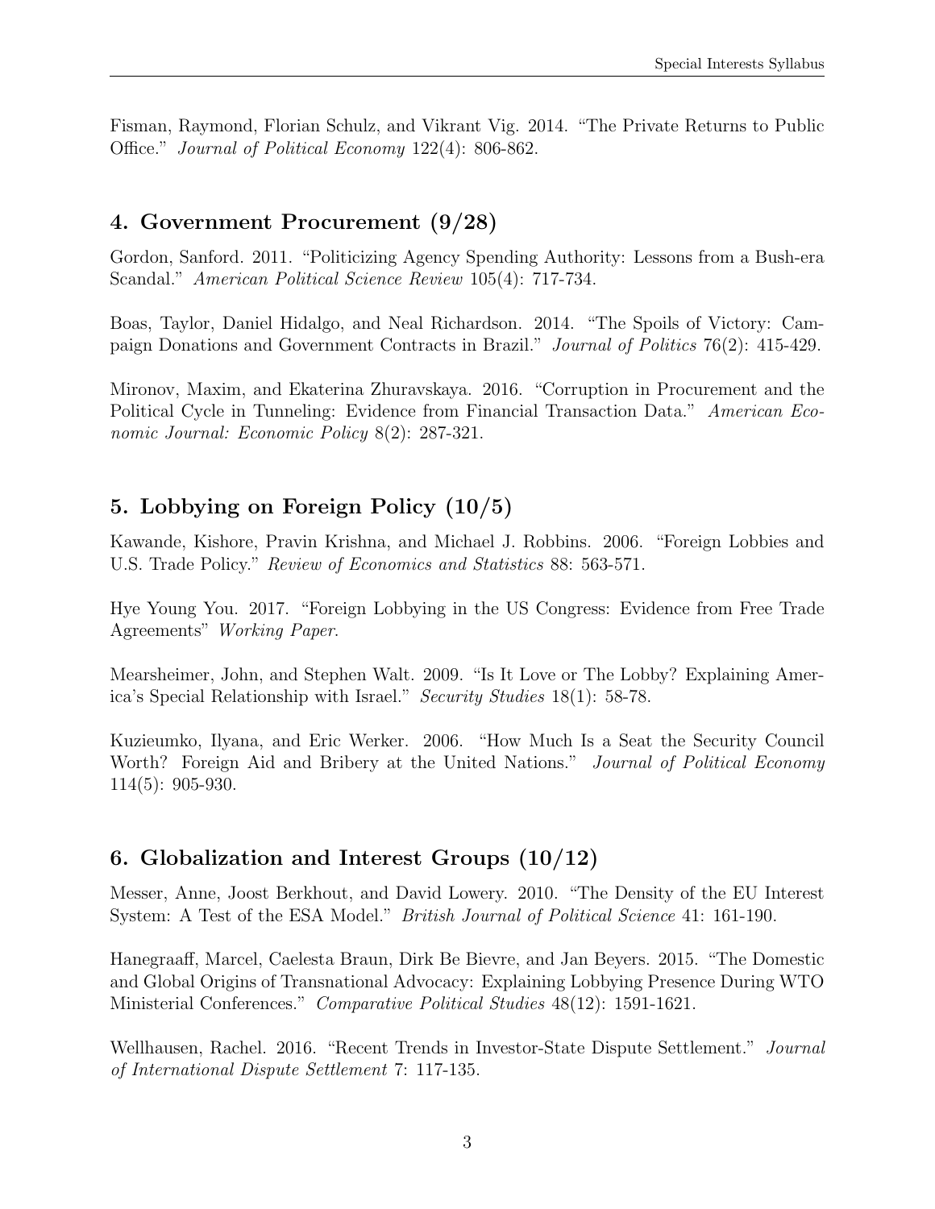Fisman, Raymond, Florian Schulz, and Vikrant Vig. 2014. "The Private Returns to Public Office." *Journal of Political Economy* 122(4): 806-862.

## 4. Government Procurement (9/28)

Gordon, Sanford. 2011. "Politicizing Agency Spending Authority: Lessons from a Bush-era Scandal." *American Political Science Review* 105(4): 717-734.

Boas, Taylor, Daniel Hidalgo, and Neal Richardson. 2014. "The Spoils of Victory: Campaign Donations and Government Contracts in Brazil." *Journal of Politics* 76(2): 415-429.

Mironov, Maxim, and Ekaterina Zhuravskaya. 2016. "Corruption in Procurement and the Political Cycle in Tunneling: Evidence from Financial Transaction Data." *American Economic Journal: Economic Policy* 8(2): 287-321.

## 5. Lobbying on Foreign Policy (10/5)

Kawande, Kishore, Pravin Krishna, and Michael J. Robbins. 2006. "Foreign Lobbies and U.S. Trade Policy." *Review of Economics and Statistics* 88: 563-571.

Hye Young You. 2017. "Foreign Lobbying in the US Congress: Evidence from Free Trade Agreements" *Working Paper*.

Mearsheimer, John, and Stephen Walt. 2009. "Is It Love or The Lobby? Explaining America's Special Relationship with Israel." *Security Studies* 18(1): 58-78.

Kuzieumko, Ilyana, and Eric Werker. 2006. "How Much Is a Seat the Security Council Worth? Foreign Aid and Bribery at the United Nations." *Journal of Political Economy* 114(5): 905-930.

## 6. Globalization and Interest Groups (10/12)

Messer, Anne, Joost Berkhout, and David Lowery. 2010. "The Density of the EU Interest System: A Test of the ESA Model." *British Journal of Political Science* 41: 161-190.

Hanegraaff, Marcel, Caelesta Braun, Dirk Be Bievre, and Jan Beyers. 2015. "The Domestic and Global Origins of Transnational Advocacy: Explaining Lobbying Presence During WTO Ministerial Conferences." *Comparative Political Studies* 48(12): 1591-1621.

Wellhausen, Rachel. 2016. "Recent Trends in Investor-State Dispute Settlement." *Journal of International Dispute Settlement* 7: 117-135.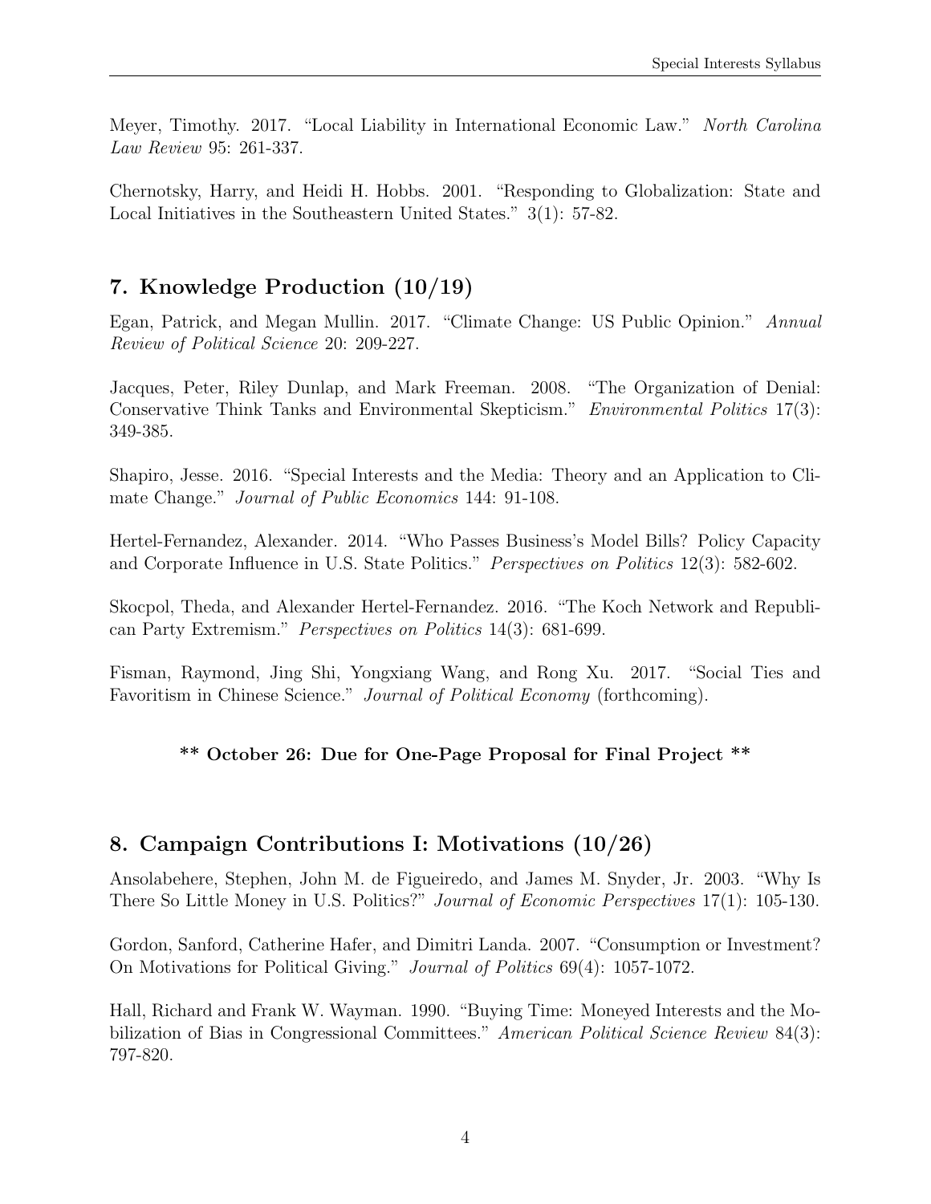Meyer, Timothy. 2017. "Local Liability in International Economic Law." *North Carolina Law Review* 95: 261-337.

Chernotsky, Harry, and Heidi H. Hobbs. 2001. "Responding to Globalization: State and Local Initiatives in the Southeastern United States." 3(1): 57-82.

## 7. Knowledge Production (10/19)

Egan, Patrick, and Megan Mullin. 2017. "Climate Change: US Public Opinion." *Annual Review of Political Science* 20: 209-227.

Jacques, Peter, Riley Dunlap, and Mark Freeman. 2008. "The Organization of Denial: Conservative Think Tanks and Environmental Skepticism." *Environmental Politics* 17(3): 349-385.

Shapiro, Jesse. 2016. "Special Interests and the Media: Theory and an Application to Climate Change." *Journal of Public Economics* 144: 91-108.

Hertel-Fernandez, Alexander. 2014. "Who Passes Business's Model Bills? Policy Capacity and Corporate Influence in U.S. State Politics." *Perspectives on Politics* 12(3): 582-602.

Skocpol, Theda, and Alexander Hertel-Fernandez. 2016. "The Koch Network and Republican Party Extremism." *Perspectives on Politics* 14(3): 681-699.

Fisman, Raymond, Jing Shi, Yongxiang Wang, and Rong Xu. 2017. "Social Ties and Favoritism in Chinese Science." *Journal of Political Economy* (forthcoming).

**** October 26: Due for One-Page Proposal for Final Project ****

## 8. Campaign Contributions I: Motivations (10/26)

Ansolabehere, Stephen, John M. de Figueiredo, and James M. Snyder, Jr. 2003. "Why Is There So Little Money in U.S. Politics?" *Journal of Economic Perspectives* 17(1): 105-130.

Gordon, Sanford, Catherine Hafer, and Dimitri Landa. 2007. "Consumption or Investment? On Motivations for Political Giving." *Journal of Politics* 69(4): 1057-1072.

Hall, Richard and Frank W. Wayman. 1990. "Buying Time: Moneyed Interests and the Mobilization of Bias in Congressional Committees." *American Political Science Review* 84(3): 797-820.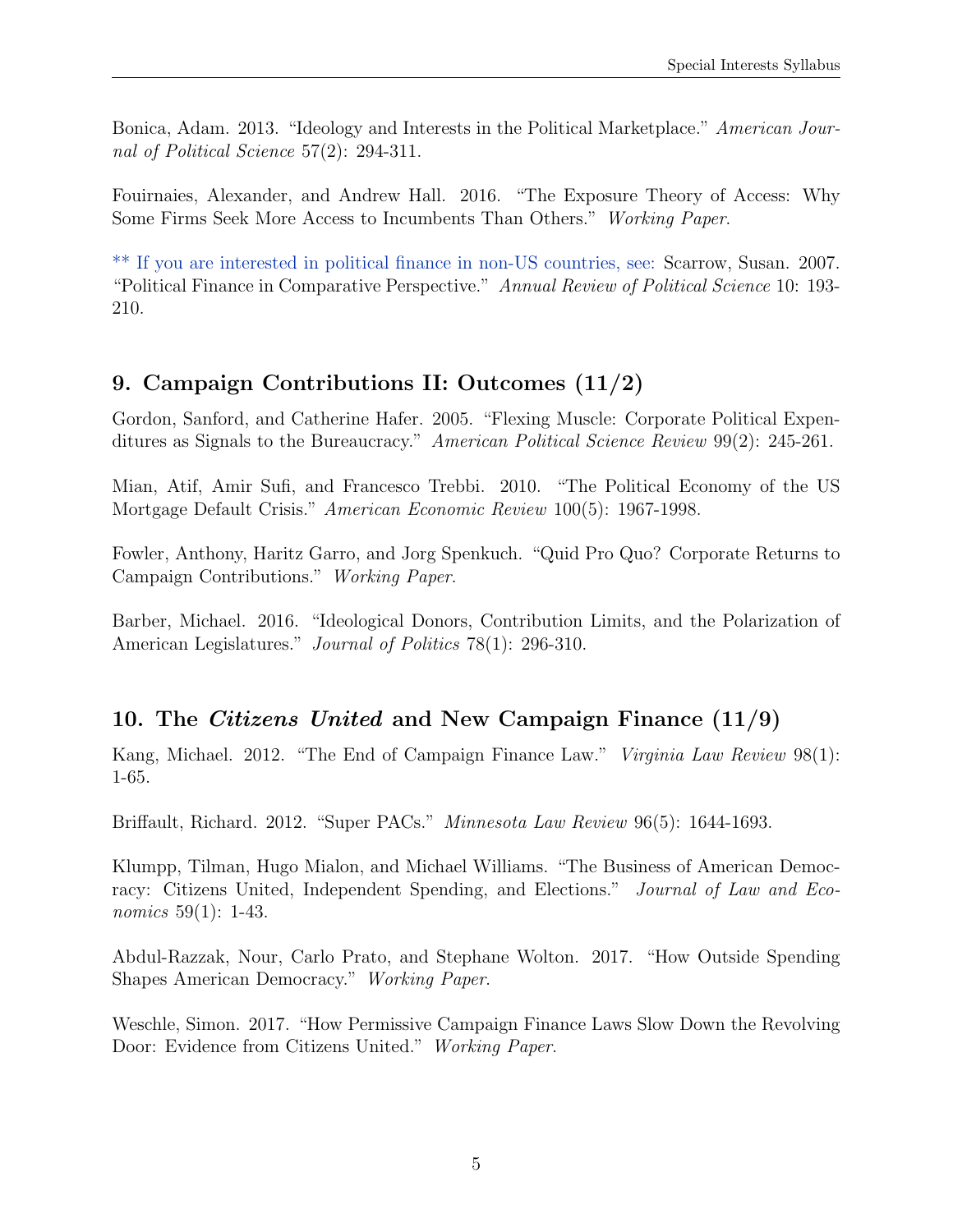Bonica, Adam. 2013. "Ideology and Interests in the Political Marketplace." *American Journal of Political Science* 57(2): 294-311.

Fouirnaies, Alexander, and Andrew Hall. 2016. "The Exposure Theory of Access: Why Some Firms Seek More Access to Incumbents Than Others." *Working Paper*.

** If you are interested in political finance in non-US countries, see: Scarrow, Susan. 2007. "Political Finance in Comparative Perspective." *Annual Review of Political Science* 10: 193-210.

## 9. Campaign Contributions II: Outcomes (11/2)

Gordon, Sanford, and Catherine Hafer. 2005. "Flexing Muscle: Corporate Political Expenditures as Signals to the Bureaucracy." *American Political Science Review* 99(2): 245-261.

Mian, Atif, Amir Sufi, and Francesco Trebbi. 2010. "The Political Economy of the US Mortgage Default Crisis." *American Economic Review* 100(5): 1967-1998.

Fowler, Anthony, Haritz Garro, and Jorg Spenkuch. "Quid Pro Quo? Corporate Returns to Campaign Contributions." *Working Paper*.

Barber, Michael. 2016. "Ideological Donors, Contribution Limits, and the Polarization of American Legislatures." *Journal of Politics* 78(1): 296-310.

## 10. The *Citizens United* and New Campaign Finance (11/9)

Kang, Michael. 2012. "The End of Campaign Finance Law." *Virginia Law Review* 98(1): 1-65.

Briffault, Richard. 2012. "Super PACs." *Minnesota Law Review* 96(5): 1644-1693.

Klumpp, Tilman, Hugo Mialon, and Michael Williams. "The Business of American Democracy: Citizens United, Independent Spending, and Elections." *Journal of Law and Economics* 59(1): 1-43.

Abdul-Razzak, Nour, Carlo Prato, and Stephane Wolton. 2017. "How Outside Spending Shapes American Democracy." *Working Paper*.

Weschle, Simon. 2017. "How Permissive Campaign Finance Laws Slow Down the Revolving Door: Evidence from Citizens United." *Working Paper*.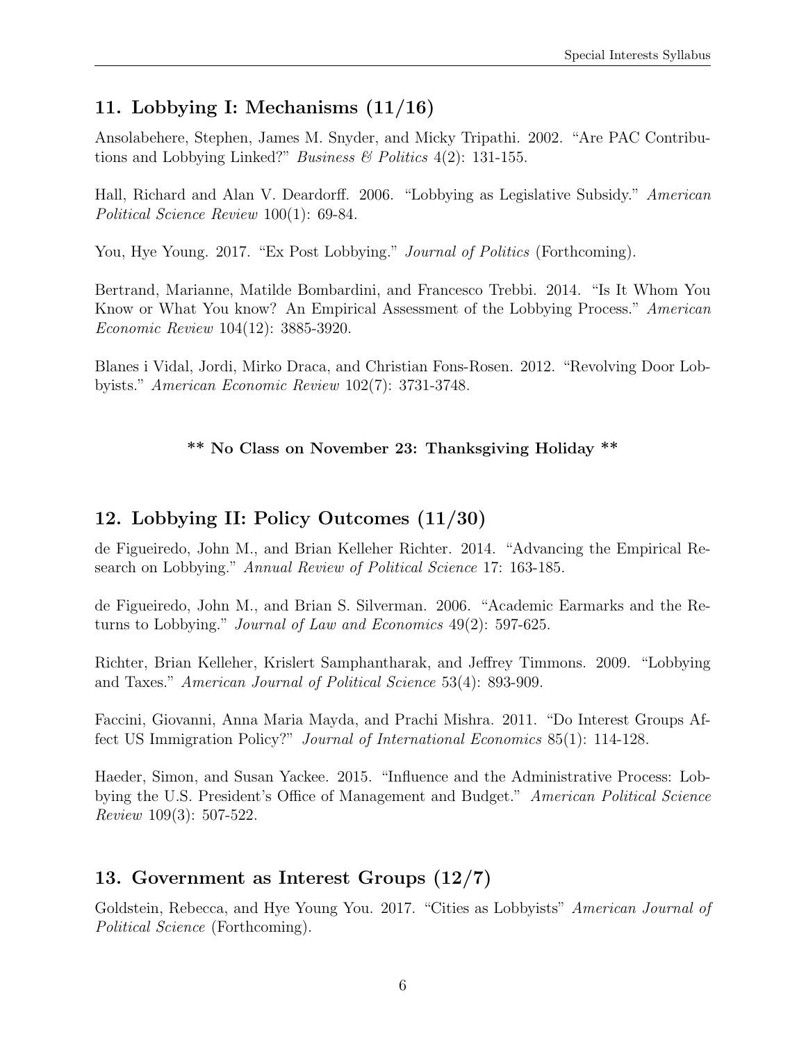## 11. Lobbying I: Mechanisms (11/16)

Ansolabehere, Stephen, James M. Snyder, and Micky Tripathi. 2002. "Are PAC Contributions and Lobbying Linked?" *Business & Politics* 4(2): 131-155.

Hall, Richard and Alan V. Deardorff. 2006. "Lobbying as Legislative Subsidy." *American Political Science Review* 100(1): 69-84.

You, Hye Young. 2017. "Ex Post Lobbying." *Journal of Politics* (Forthcoming).

Bertrand, Marianne, Matilde Bombardini, and Francesco Trebbi. 2014. "Is It Whom You Know or What You know? An Empirical Assessment of the Lobbying Process." *American Economic Review* 104(12): 3885-3920.

Blanes i Vidal, Jordi, Mirko Draca, and Christian Fons-Rosen. 2012. "Revolving Door Lobbyists." *American Economic Review* 102(7): 3731-3748.

**\*\* No Class on November 23: Thanksgiving Holiday \*\***

## 12. Lobbying II: Policy Outcomes (11/30)

de Figueiredo, John M., and Brian Kelleher Richter. 2014. "Advancing the Empirical Research on Lobbying." *Annual Review of Political Science* 17: 163-185.

de Figueiredo, John M., and Brian S. Silverman. 2006. "Academic Earmarks and the Returns to Lobbying." *Journal of Law and Economics* 49(2): 597-625.

Richter, Brian Kelleher, Krislert Samphantharak, and Jeffrey Timmons. 2009. "Lobbying and Taxes." *American Journal of Political Science* 53(4): 893-909.

Faccini, Giovanni, Anna Maria Mayda, and Prachi Mishra. 2011. "Do Interest Groups Affect US Immigration Policy?" *Journal of International Economics* 85(1): 114-128.

Haeder, Simon, and Susan Yackee. 2015. "Influence and the Administrative Process: Lobbying the U.S. President's Office of Management and Budget." *American Political Science Review* 109(3): 507-522.

## 13. Government as Interest Groups (12/7)

Goldstein, Rebecca, and Hye Young You. 2017. "Cities as Lobbyists" *American Journal of Political Science* (Forthcoming).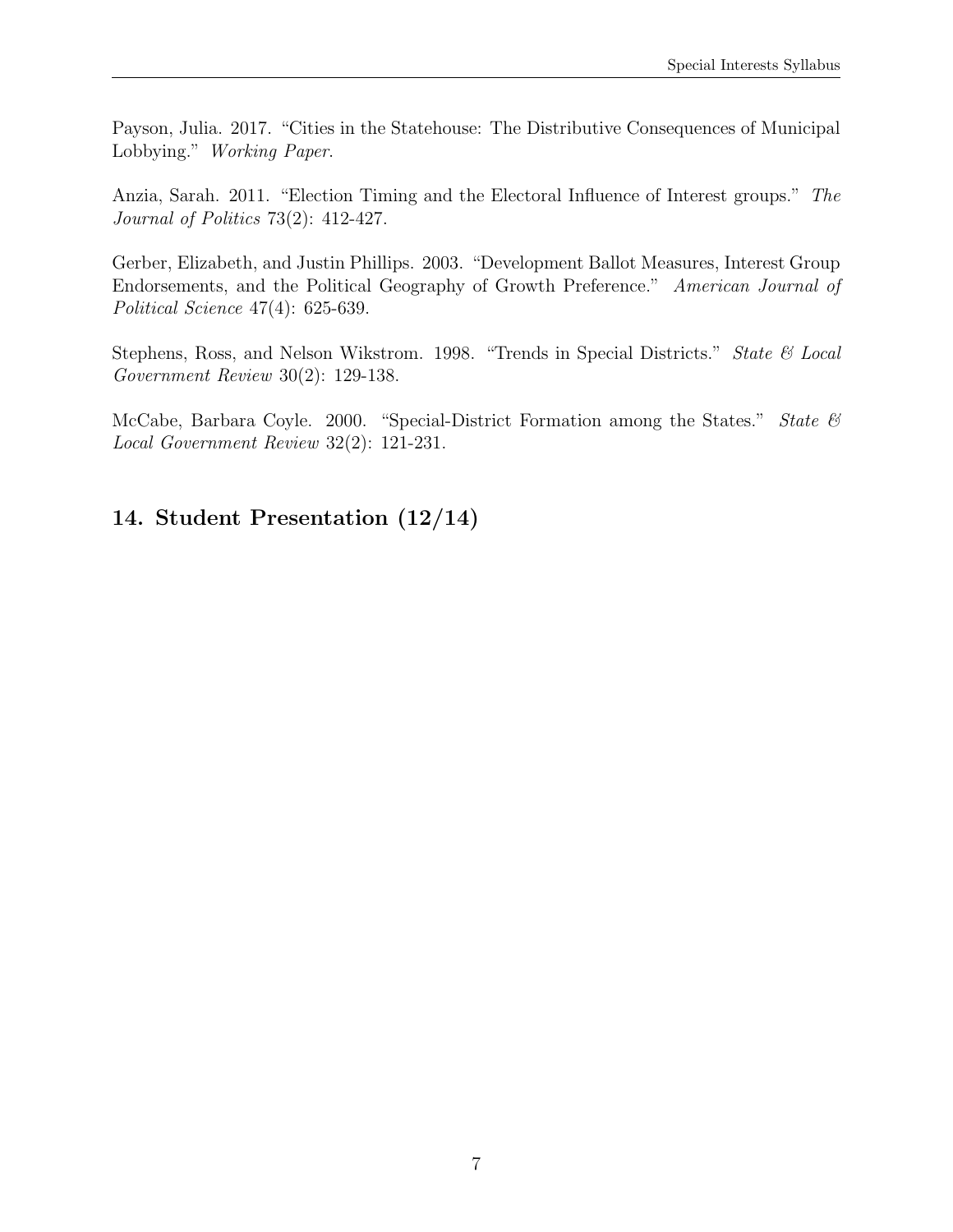Payson, Julia. 2017. "Cities in the Statehouse: The Distributive Consequences of Municipal Lobbying." *Working Paper.*

Anzia, Sarah. 2011. "Election Timing and the Electoral Influence of Interest groups." *The Journal of Politics* 73(2): 412-427.

Gerber, Elizabeth, and Justin Phillips. 2003. "Development Ballot Measures, Interest Group Endorsements, and the Political Geography of Growth Preference." *American Journal of Political Science* 47(4): 625-639.

Stephens, Ross, and Nelson Wikstrom. 1998. "Trends in Special Districts." *State & Local Government Review* 30(2): 129-138.

McCabe, Barbara Coyle. 2000. "Special-District Formation among the States." *State & Local Government Review* 32(2): 121-231.

## 14. Student Presentation (12/14)